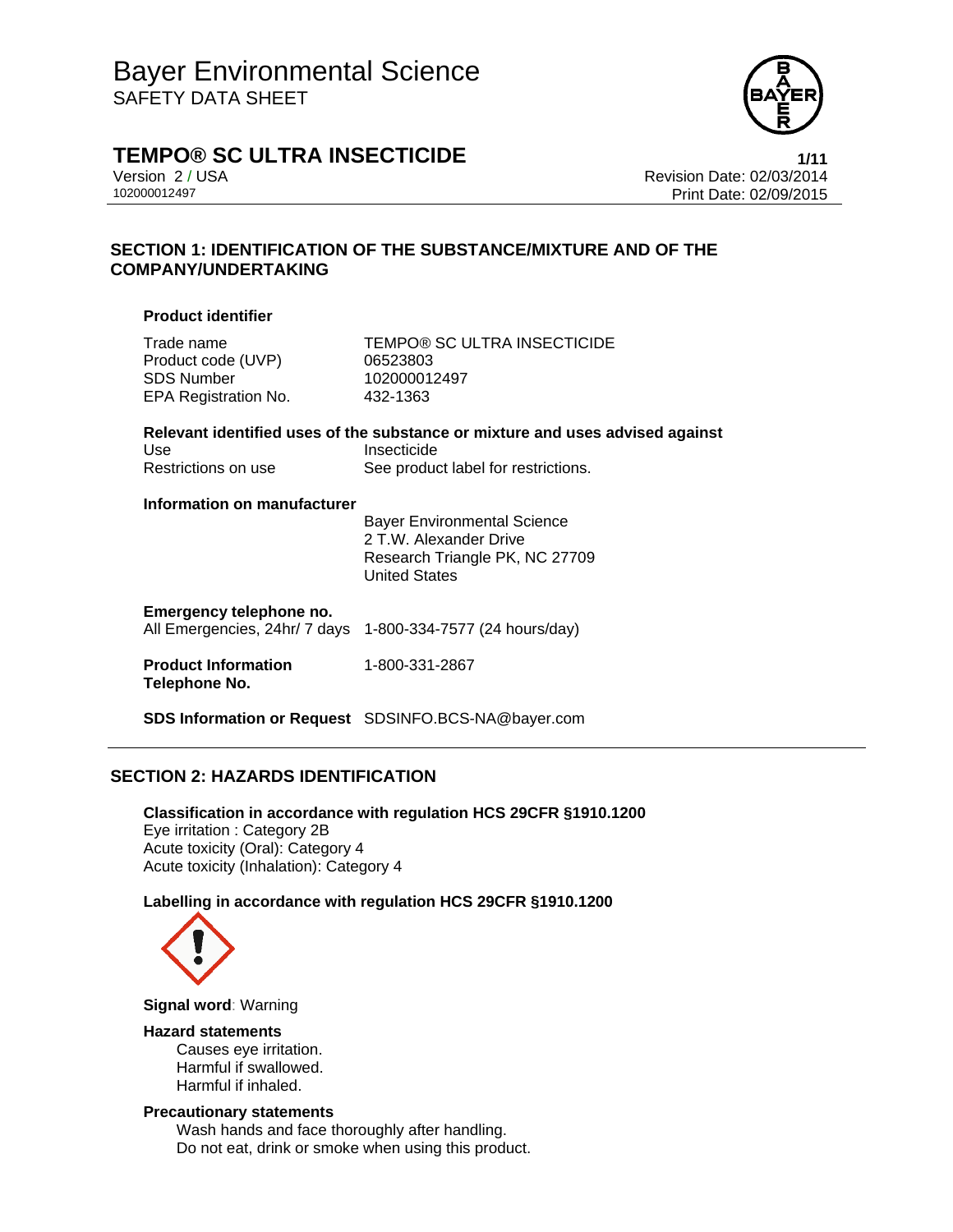# Bayer Environmental Science
SAFETY DATA SHEET

## TEMPO® SC ULTRA INSECTICIDE

Version 2 / USA
102000012497

Revision Date: 02/03/2014
Print Date: 02/09/2015

## SECTION 1: IDENTIFICATION OF THE SUBSTANCE/MIXTURE AND OF THE COMPANY/UNDERTAKING

**Product identifier**

| | |
|---|---|
| Trade name | TEMPO® SC ULTRA INSECTICIDE |
| Product code (UVP) | 06523803 |
| SDS Number | 102000012497 |
| EPA Registration No. | 432-1363 |

**Relevant identified uses of the substance or mixture and uses advised against**

| | |
|---|---|
| Use | Insecticide |
| Restrictions on use | See product label for restrictions. |

**Information on manufacturer**

Bayer Environmental Science
2 T.W. Alexander Drive
Research Triangle PK, NC 27709
United States

**Emergency telephone no.**
All Emergencies, 24hr/ 7 days 1-800-334-7577 (24 hours/day)

**Product Information Telephone No.** 1-800-331-2867

**SDS Information or Request** SDSINFO.BCS-NA@bayer.com

## SECTION 2: HAZARDS IDENTIFICATION

**Classification in accordance with regulation HCS 29CFR §1910.1200**
Eye irritation : Category 2B
Acute toxicity (Oral): Category 4
Acute toxicity (Inhalation): Category 4

**Labelling in accordance with regulation HCS 29CFR §1910.1200**

**Signal word**: Warning

**Hazard statements**

Causes eye irritation.
Harmful if swallowed.
Harmful if inhaled.

**Precautionary statements**

Wash hands and face thoroughly after handling.
Do not eat, drink or smoke when using this product.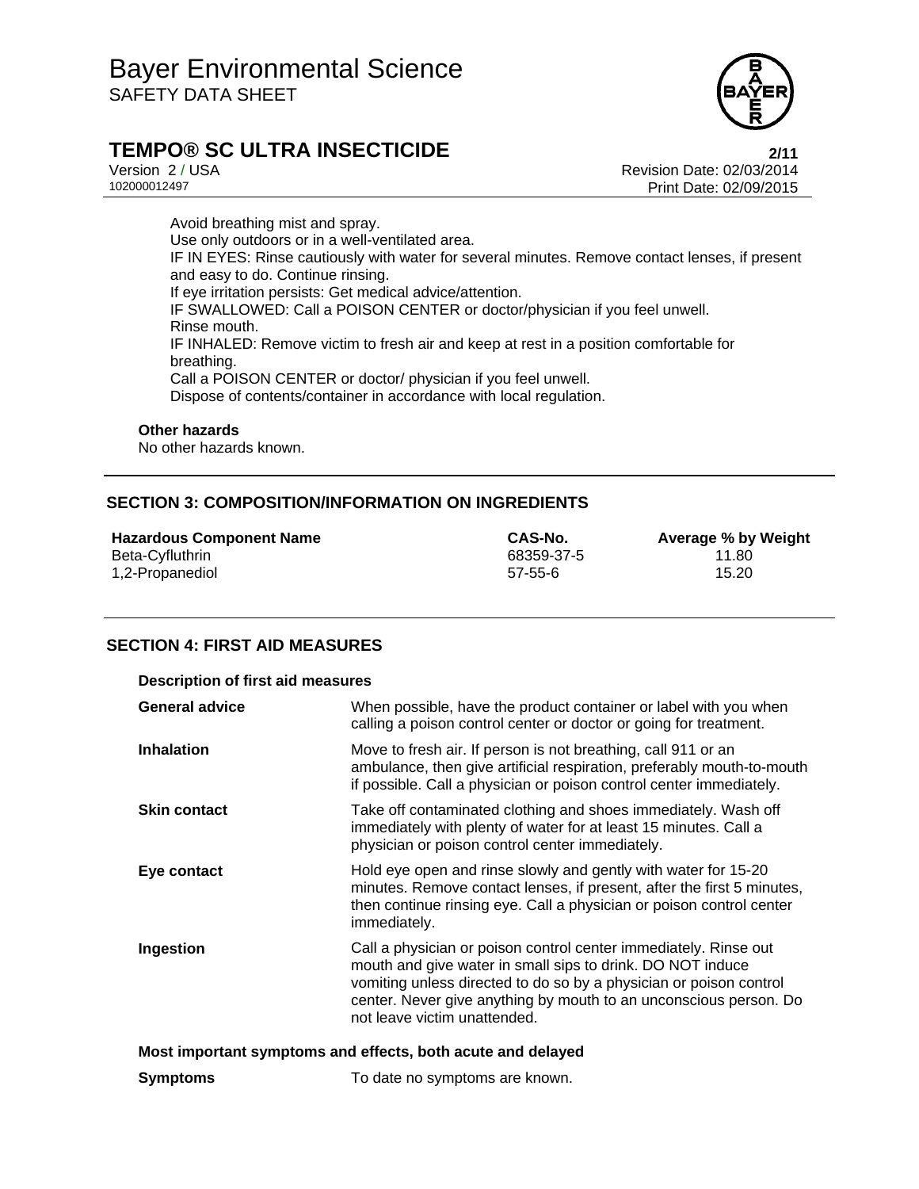Avoid breathing mist and spray.
Use only outdoors or in a well-ventilated area.
IF IN EYES: Rinse cautiously with water for several minutes. Remove contact lenses, if present and easy to do. Continue rinsing.
If eye irritation persists: Get medical advice/attention.
IF SWALLOWED: Call a POISON CENTER or doctor/physician if you feel unwell.
Rinse mouth.
IF INHALED: Remove victim to fresh air and keep at rest in a position comfortable for breathing.
Call a POISON CENTER or doctor/ physician if you feel unwell.
Dispose of contents/container in accordance with local regulation.

**Other hazards**
No other hazards known.

## SECTION 3: COMPOSITION/INFORMATION ON INGREDIENTS

| Hazardous Component Name | CAS-No. | Average % by Weight |
|---|---|---|
| Beta-Cyfluthrin | 68359-37-5 | 11.80 |
| 1,2-Propanediol | 57-55-6 | 15.20 |

## SECTION 4: FIRST AID MEASURES

**Description of first aid measures**

| | |
|---|---|
| **General advice** | When possible, have the product container or label with you when calling a poison control center or doctor or going for treatment. |
| **Inhalation** | Move to fresh air. If person is not breathing, call 911 or an ambulance, then give artificial respiration, preferably mouth-to-mouth if possible. Call a physician or poison control center immediately. |
| **Skin contact** | Take off contaminated clothing and shoes immediately. Wash off immediately with plenty of water for at least 15 minutes. Call a physician or poison control center immediately. |
| **Eye contact** | Hold eye open and rinse slowly and gently with water for 15-20 minutes. Remove contact lenses, if present, after the first 5 minutes, then continue rinsing eye. Call a physician or poison control center immediately. |
| **Ingestion** | Call a physician or poison control center immediately. Rinse out mouth and give water in small sips to drink. DO NOT induce vomiting unless directed to do so by a physician or poison control center. Never give anything by mouth to an unconscious person. Do not leave victim unattended. |

**Most important symptoms and effects, both acute and delayed**

| | |
|---|---|
| **Symptoms** | To date no symptoms are known. |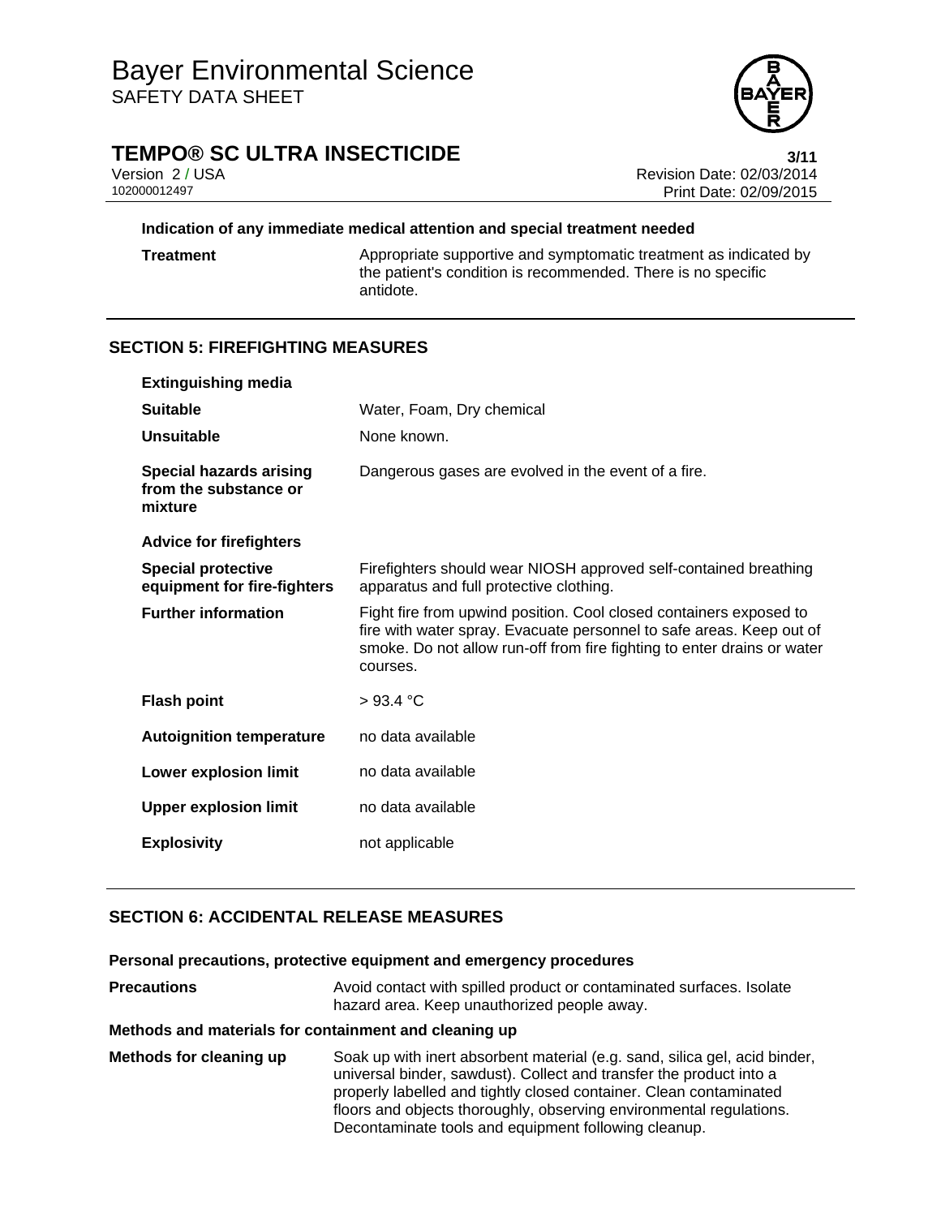**Indication of any immediate medical attention and special treatment needed**

| | |
|---|---|
| **Treatment** | Appropriate supportive and symptomatic treatment as indicated by the patient's condition is recommended. There is no specific antidote. |

## SECTION 5: FIREFIGHTING MEASURES

| | |
|---|---|
| **Extinguishing media** | |
| **Suitable** | Water, Foam, Dry chemical |
| **Unsuitable** | None known. |
| **Special hazards arising from the substance or mixture** | Dangerous gases are evolved in the event of a fire. |
| **Advice for firefighters** | |
| **Special protective equipment for fire-fighters** | Firefighters should wear NIOSH approved self-contained breathing apparatus and full protective clothing. |
| **Further information** | Fight fire from upwind position. Cool closed containers exposed to fire with water spray. Evacuate personnel to safe areas. Keep out of smoke. Do not allow run-off from fire fighting to enter drains or water courses. |
| **Flash point** | > 93.4 °C |
| **Autoignition temperature** | no data available |
| **Lower explosion limit** | no data available |
| **Upper explosion limit** | no data available |
| **Explosivity** | not applicable |

## SECTION 6: ACCIDENTAL RELEASE MEASURES

**Personal precautions, protective equipment and emergency procedures**

| | |
|---|---|
| **Precautions** | Avoid contact with spilled product or contaminated surfaces. Isolate hazard area. Keep unauthorized people away. |

**Methods and materials for containment and cleaning up**

| | |
|---|---|
| **Methods for cleaning up** | Soak up with inert absorbent material (e.g. sand, silica gel, acid binder, universal binder, sawdust). Collect and transfer the product into a properly labelled and tightly closed container. Clean contaminated floors and objects thoroughly, observing environmental regulations. Decontaminate tools and equipment following cleanup. |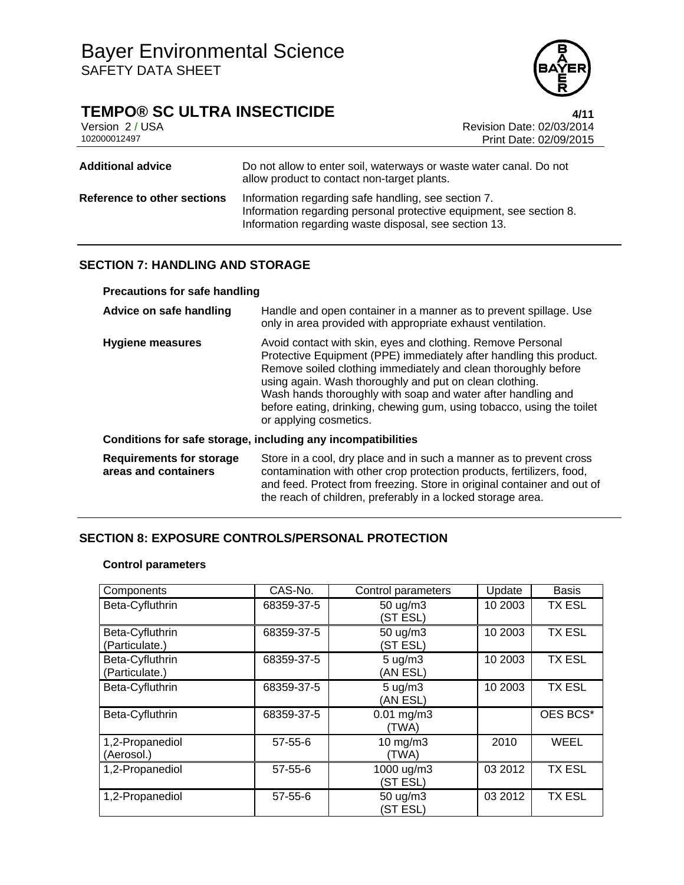| | |
|---|---|
| **Additional advice** | Do not allow to enter soil, waterways or waste water canal. Do not allow product to contact non-target plants. |
| **Reference to other sections** | Information regarding safe handling, see section 7.<br>Information regarding personal protective equipment, see section 8.<br>Information regarding waste disposal, see section 13. |

## SECTION 7: HANDLING AND STORAGE

### Precautions for safe handling

| | |
|---|---|
| **Advice on safe handling** | Handle and open container in a manner as to prevent spillage. Use only in area provided with appropriate exhaust ventilation. |
| **Hygiene measures** | Avoid contact with skin, eyes and clothing. Remove Personal Protective Equipment (PPE) immediately after handling this product. Remove soiled clothing immediately and clean thoroughly before using again. Wash thoroughly and put on clean clothing.<br>Wash hands thoroughly with soap and water after handling and before eating, drinking, chewing gum, using tobacco, using the toilet or applying cosmetics. |

### Conditions for safe storage, including any incompatibilities

| | |
|---|---|
| **Requirements for storage areas and containers** | Store in a cool, dry place and in such a manner as to prevent cross contamination with other crop protection products, fertilizers, food, and feed. Protect from freezing. Store in original container and out of the reach of children, preferably in a locked storage area. |

## SECTION 8: EXPOSURE CONTROLS/PERSONAL PROTECTION

### Control parameters

| Components | CAS-No. | Control parameters | Update | Basis |
|---|---|---|---|---|
| Beta-Cyfluthrin | 68359-37-5 | 50 ug/m3 (ST ESL) | 10 2003 | TX ESL |
| Beta-Cyfluthrin (Particulate.) | 68359-37-5 | 50 ug/m3 (ST ESL) | 10 2003 | TX ESL |
| Beta-Cyfluthrin (Particulate.) | 68359-37-5 | 5 ug/m3 (AN ESL) | 10 2003 | TX ESL |
| Beta-Cyfluthrin | 68359-37-5 | 5 ug/m3 (AN ESL) | 10 2003 | TX ESL |
| Beta-Cyfluthrin | 68359-37-5 | 0.01 mg/m3 (TWA) | | OES BCS* |
| 1,2-Propanediol (Aerosol.) | 57-55-6 | 10 mg/m3 (TWA) | 2010 | WEEL |
| 1,2-Propanediol | 57-55-6 | 1000 ug/m3 (ST ESL) | 03 2012 | TX ESL |
| 1,2-Propanediol | 57-55-6 | 50 ug/m3 (ST ESL) | 03 2012 | TX ESL |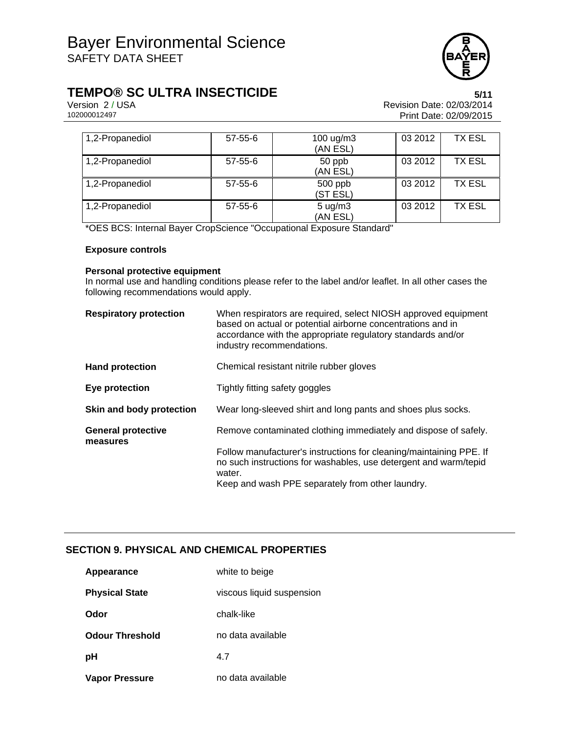| | | | | |
|---|---|---|---|---|
| 1,2-Propanediol | 57-55-6 | 100 ug/m3 (AN ESL) | 03 2012 | TX ESL |
| 1,2-Propanediol | 57-55-6 | 50 ppb (AN ESL) | 03 2012 | TX ESL |
| 1,2-Propanediol | 57-55-6 | 500 ppb (ST ESL) | 03 2012 | TX ESL |
| 1,2-Propanediol | 57-55-6 | 5 ug/m3 (AN ESL) | 03 2012 | TX ESL |

*OES BCS: Internal Bayer CropScience "Occupational Exposure Standard"

**Exposure controls**

**Personal protective equipment**
In normal use and handling conditions please refer to the label and/or leaflet. In all other cases the following recommendations would apply.

**Respiratory protection** When respirators are required, select NIOSH approved equipment based on actual or potential airborne concentrations and in accordance with the appropriate regulatory standards and/or industry recommendations.

**Hand protection** Chemical resistant nitrile rubber gloves

**Eye protection** Tightly fitting safety goggles

**Skin and body protection** Wear long-sleeved shirt and long pants and shoes plus socks.

**General protective measures** Remove contaminated clothing immediately and dispose of safely.

Follow manufacturer's instructions for cleaning/maintaining PPE. If no such instructions for washables, use detergent and warm/tepid water.
Keep and wash PPE separately from other laundry.

## SECTION 9. PHYSICAL AND CHEMICAL PROPERTIES

**Appearance** white to beige

**Physical State** viscous liquid suspension

**Odor** chalk-like

**Odour Threshold** no data available

**pH** 4.7

**Vapor Pressure** no data available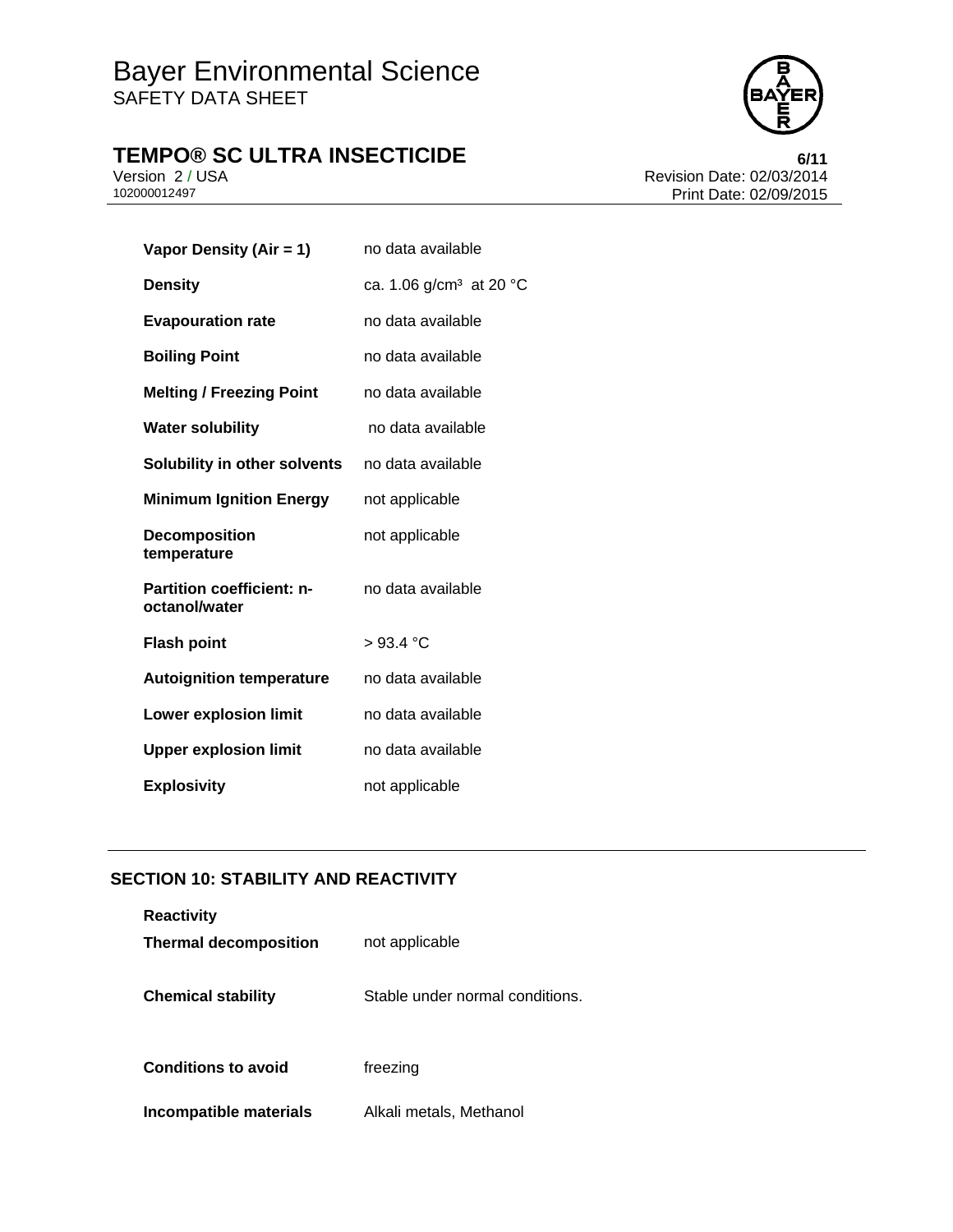| | |
|---|---|
| **Vapor Density (Air = 1)** | no data available |
| **Density** | ca. 1.06 g/cm³ at 20 °C |
| **Evapouration rate** | no data available |
| **Boiling Point** | no data available |
| **Melting / Freezing Point** | no data available |
| **Water solubility** | no data available |
| **Solubility in other solvents** | no data available |
| **Minimum Ignition Energy** | not applicable |
| **Decomposition temperature** | not applicable |
| **Partition coefficient: n-octanol/water** | no data available |
| **Flash point** | > 93.4 °C |
| **Autoignition temperature** | no data available |
| **Lower explosion limit** | no data available |
| **Upper explosion limit** | no data available |
| **Explosivity** | not applicable |

## SECTION 10: STABILITY AND REACTIVITY

**Reactivity**

| | |
|---|---|
| **Thermal decomposition** | not applicable |
| **Chemical stability** | Stable under normal conditions. |
| **Conditions to avoid** | freezing |
| **Incompatible materials** | Alkali metals, Methanol |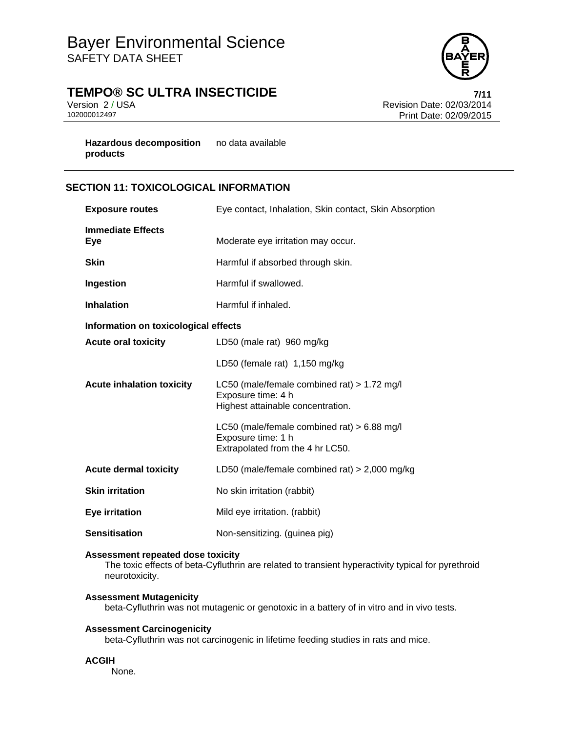**Hazardous decomposition products** no data available

## SECTION 11: TOXICOLOGICAL INFORMATION

| | |
|---|---|
| **Exposure routes** | Eye contact, Inhalation, Skin contact, Skin Absorption |
| **Immediate Effects** | |
| **Eye** | Moderate eye irritation may occur. |
| **Skin** | Harmful if absorbed through skin. |
| **Ingestion** | Harmful if swallowed. |
| **Inhalation** | Harmful if inhaled. |

**Information on toxicological effects**

| | |
|---|---|
| **Acute oral toxicity** | LD50 (male rat) 960 mg/kg |
| | LD50 (female rat) 1,150 mg/kg |
| **Acute inhalation toxicity** | LC50 (male/female combined rat) > 1.72 mg/l<br>Exposure time: 4 h<br>Highest attainable concentration. |
| | LC50 (male/female combined rat) > 6.88 mg/l<br>Exposure time: 1 h<br>Extrapolated from the 4 hr LC50. |
| **Acute dermal toxicity** | LD50 (male/female combined rat) > 2,000 mg/kg |
| **Skin irritation** | No skin irritation (rabbit) |
| **Eye irritation** | Mild eye irritation. (rabbit) |
| **Sensitisation** | Non-sensitizing. (guinea pig) |

**Assessment repeated dose toxicity**

The toxic effects of beta-Cyfluthrin are related to transient hyperactivity typical for pyrethroid neurotoxicity.

**Assessment Mutagenicity**

beta-Cyfluthrin was not mutagenic or genotoxic in a battery of in vitro and in vivo tests.

**Assessment Carcinogenicity**

beta-Cyfluthrin was not carcinogenic in lifetime feeding studies in rats and mice.

**ACGIH**

None.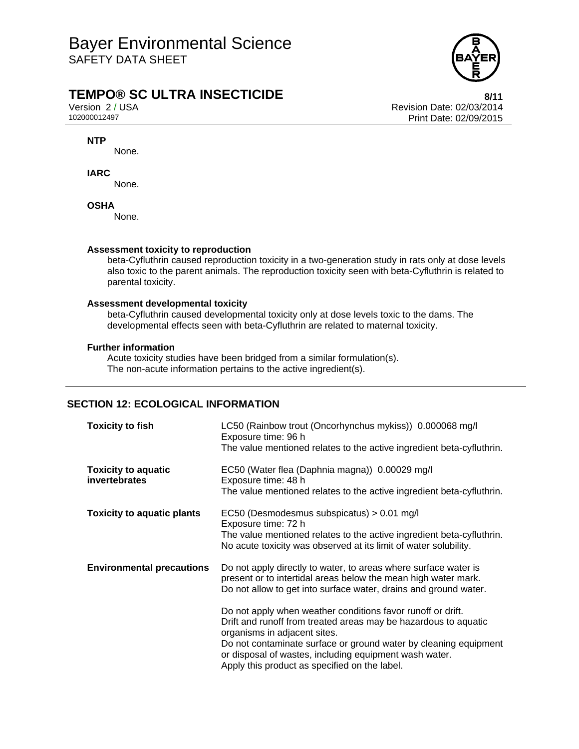**NTP**

None.

**IARC**

None.

**OSHA**

None.

**Assessment toxicity to reproduction**

beta-Cyfluthrin caused reproduction toxicity in a two-generation study in rats only at dose levels also toxic to the parent animals. The reproduction toxicity seen with beta-Cyfluthrin is related to parental toxicity.

**Assessment developmental toxicity**

beta-Cyfluthrin caused developmental toxicity only at dose levels toxic to the dams. The developmental effects seen with beta-Cyfluthrin are related to maternal toxicity.

**Further information**

Acute toxicity studies have been bridged from a similar formulation(s).
The non-acute information pertains to the active ingredient(s).

## SECTION 12: ECOLOGICAL INFORMATION

| | |
|---|---|
| **Toxicity to fish** | LC50 (Rainbow trout (Oncorhynchus mykiss)) 0.000068 mg/l<br>Exposure time: 96 h<br>The value mentioned relates to the active ingredient beta-cyfluthrin. |
| **Toxicity to aquatic invertebrates** | EC50 (Water flea (Daphnia magna)) 0.00029 mg/l<br>Exposure time: 48 h<br>The value mentioned relates to the active ingredient beta-cyfluthrin. |
| **Toxicity to aquatic plants** | EC50 (Desmodesmus subspicatus) > 0.01 mg/l<br>Exposure time: 72 h<br>The value mentioned relates to the active ingredient beta-cyfluthrin.<br>No acute toxicity was observed at its limit of water solubility. |
| **Environmental precautions** | Do not apply directly to water, to areas where surface water is present or to intertidal areas below the mean high water mark.<br>Do not allow to get into surface water, drains and ground water.<br><br>Do not apply when weather conditions favor runoff or drift.<br>Drift and runoff from treated areas may be hazardous to aquatic organisms in adjacent sites.<br>Do not contaminate surface or ground water by cleaning equipment or disposal of wastes, including equipment wash water.<br>Apply this product as specified on the label. |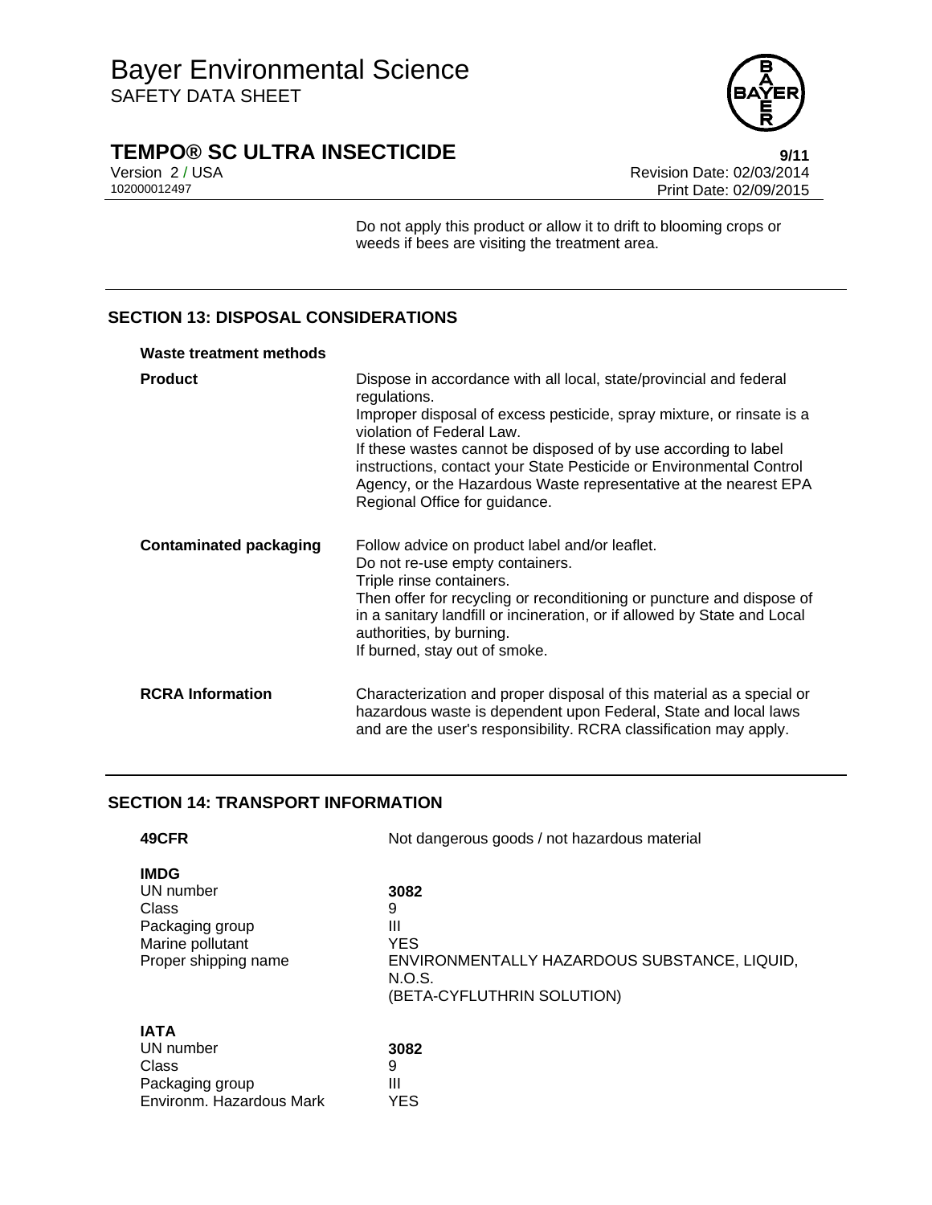Do not apply this product or allow it to drift to blooming crops or weeds if bees are visiting the treatment area.

## SECTION 13: DISPOSAL CONSIDERATIONS

**Waste treatment methods**

| | |
|---|---|
| **Product** | Dispose in accordance with all local, state/provincial and federal regulations.<br>Improper disposal of excess pesticide, spray mixture, or rinsate is a violation of Federal Law.<br>If these wastes cannot be disposed of by use according to label instructions, contact your State Pesticide or Environmental Control Agency, or the Hazardous Waste representative at the nearest EPA Regional Office for guidance. |
| **Contaminated packaging** | Follow advice on product label and/or leaflet.<br>Do not re-use empty containers.<br>Triple rinse containers.<br>Then offer for recycling or reconditioning or puncture and dispose of in a sanitary landfill or incineration, or if allowed by State and Local authorities, by burning.<br>If burned, stay out of smoke. |
| **RCRA Information** | Characterization and proper disposal of this material as a special or hazardous waste is dependent upon Federal, State and local laws and are the user's responsibility. RCRA classification may apply. |

## SECTION 14: TRANSPORT INFORMATION

| | |
|---|---|
| **49CFR** | Not dangerous goods / not hazardous material |

**IMDG**

| | |
|---|---|
| UN number | **3082** |
| Class | 9 |
| Packaging group | III |
| Marine pollutant | YES |
| Proper shipping name | ENVIRONMENTALLY HAZARDOUS SUBSTANCE, LIQUID, N.O.S.<br>(BETA-CYFLUTHRIN SOLUTION) |

**IATA**

| | |
|---|---|
| UN number | **3082** |
| Class | 9 |
| Packaging group | III |
| Environm. Hazardous Mark | YES |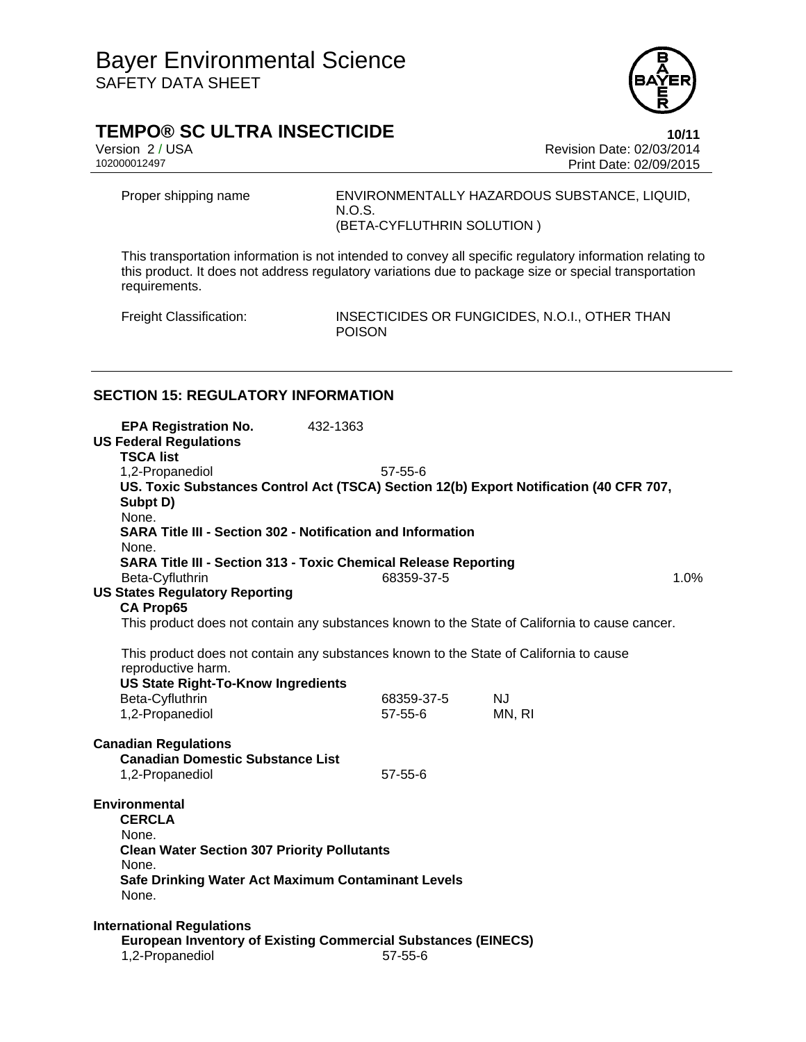| | |
|---|---|
| Proper shipping name | ENVIRONMENTALLY HAZARDOUS SUBSTANCE, LIQUID, N.O.S. (BETA-CYFLUTHRIN SOLUTION ) |

This transportation information is not intended to convey all specific regulatory information relating to this product. It does not address regulatory variations due to package size or special transportation requirements.

| | |
|---|---|
| Freight Classification: | INSECTICIDES OR FUNGICIDES, N.O.I., OTHER THAN POISON |

## SECTION 15: REGULATORY INFORMATION

**EPA Registration No.** 432-1363

**US Federal Regulations**

**TSCA list**

| | |
|---|---|
| 1,2-Propanediol | 57-55-6 |

**US. Toxic Substances Control Act (TSCA) Section 12(b) Export Notification (40 CFR 707, Subpt D)**

None.

**SARA Title III - Section 302 - Notification and Information**

None.

**SARA Title III - Section 313 - Toxic Chemical Release Reporting**

| | | |
|---|---|---|
| Beta-Cyfluthrin | 68359-37-5 | 1.0% |

**US States Regulatory Reporting**

**CA Prop65**

This product does not contain any substances known to the State of California to cause cancer.

This product does not contain any substances known to the State of California to cause reproductive harm.

**US State Right-To-Know Ingredients**

| | | |
|---|---|---|
| Beta-Cyfluthrin | 68359-37-5 | NJ |
| 1,2-Propanediol | 57-55-6 | MN, RI |

**Canadian Regulations**

**Canadian Domestic Substance List**

| | |
|---|---|
| 1,2-Propanediol | 57-55-6 |

**Environmental**

**CERCLA**

None.

**Clean Water Section 307 Priority Pollutants**

None.

**Safe Drinking Water Act Maximum Contaminant Levels**

None.

**International Regulations**

**European Inventory of Existing Commercial Substances (EINECS)**

| | |
|---|---|
| 1,2-Propanediol | 57-55-6 |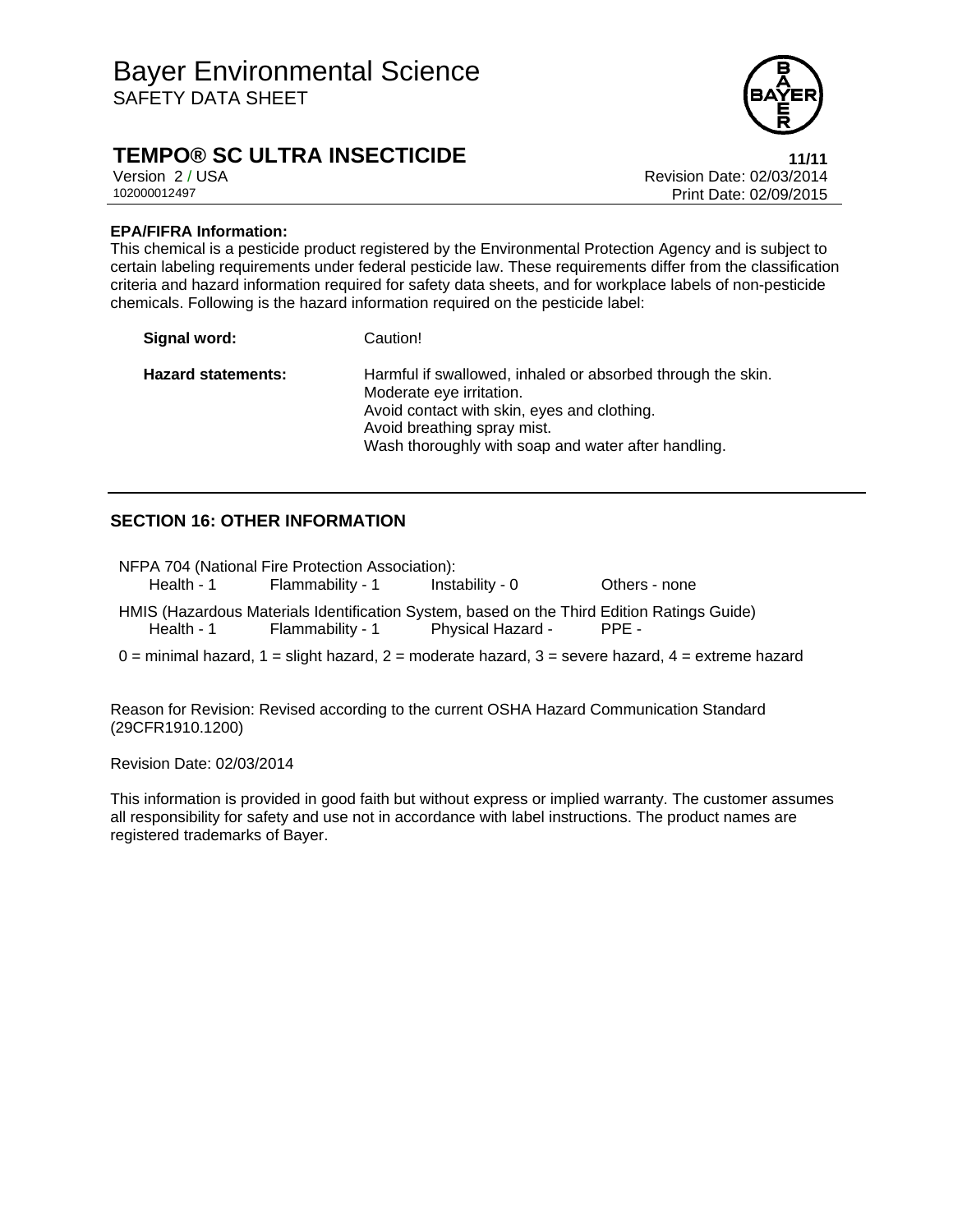**EPA/FIFRA Information:**
This chemical is a pesticide product registered by the Environmental Protection Agency and is subject to certain labeling requirements under federal pesticide law. These requirements differ from the classification criteria and hazard information required for safety data sheets, and for workplace labels of non-pesticide chemicals. Following is the hazard information required on the pesticide label:

| | |
|---|---|
| **Signal word:** | Caution! |
| **Hazard statements:** | Harmful if swallowed, inhaled or absorbed through the skin.<br>Moderate eye irritation.<br>Avoid contact with skin, eyes and clothing.<br>Avoid breathing spray mist.<br>Wash thoroughly with soap and water after handling. |

## SECTION 16: OTHER INFORMATION

NFPA 704 (National Fire Protection Association):

| | | | |
|---|---|---|---|
| Health - 1 | Flammability - 1 | Instability - 0 | Others - none |

HMIS (Hazardous Materials Identification System, based on the Third Edition Ratings Guide)

| | | | |
|---|---|---|---|
| Health - 1 | Flammability - 1 | Physical Hazard - | PPE - |

0 = minimal hazard, 1 = slight hazard, 2 = moderate hazard, 3 = severe hazard, 4 = extreme hazard

Reason for Revision: Revised according to the current OSHA Hazard Communication Standard (29CFR1910.1200)

Revision Date: 02/03/2014

This information is provided in good faith but without express or implied warranty. The customer assumes all responsibility for safety and use not in accordance with label instructions. The product names are registered trademarks of Bayer.